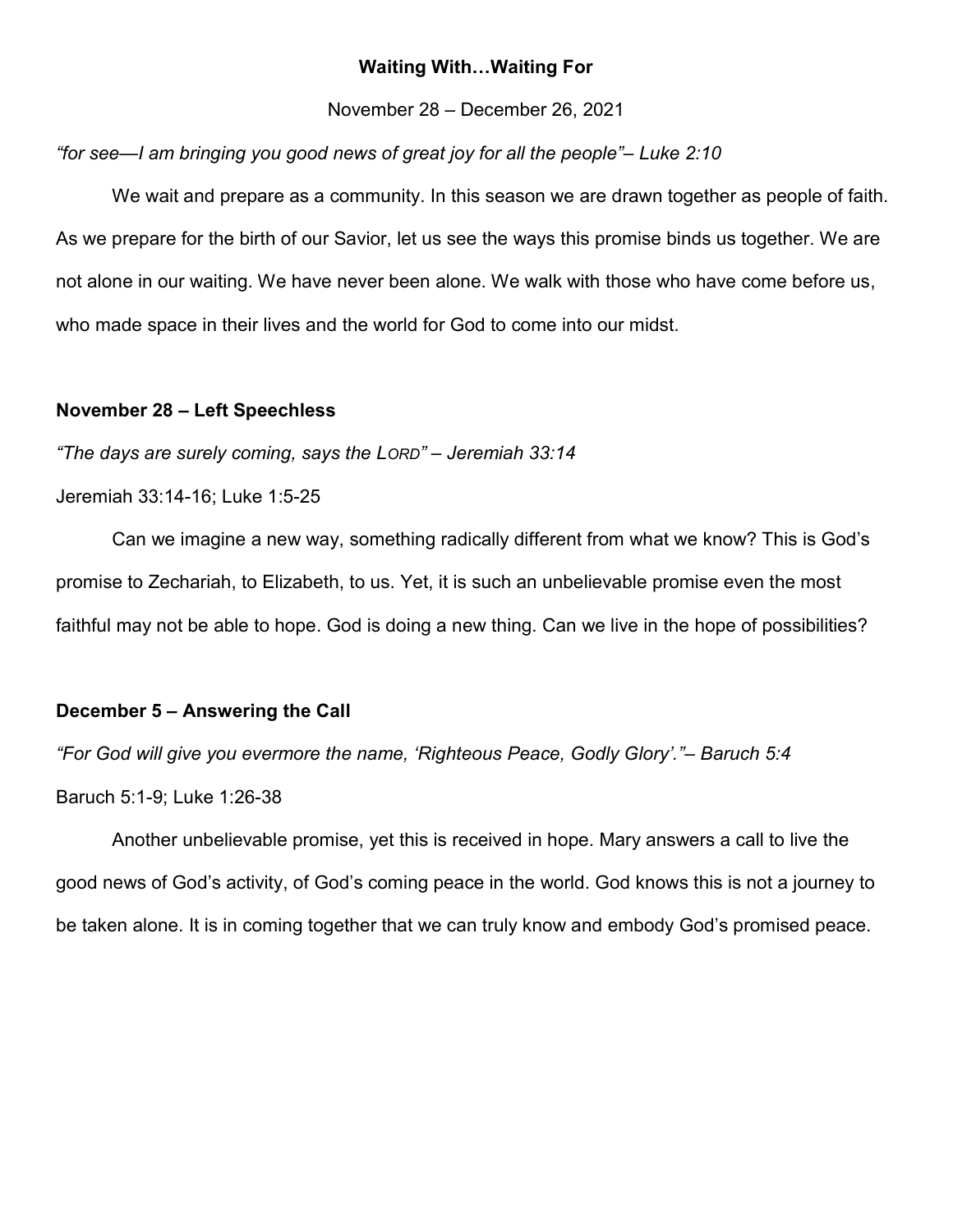# Waiting With…Waiting For

November 28 – December 26, 2021

*"for see—I am bringing you good news of great joy for all the people"– Luke 2:10*

We wait and prepare as a community. In this season we are drawn together as people of faith. As we prepare for the birth of our Savior, let us see the ways this promise binds us together. We are not alone in our waiting. We have never been alone. We walk with those who have come before us, who made space in their lives and the world for God to come into our midst.

## November 28 – Left Speechless

*"The days are surely coming, says the LORD" – Jeremiah 33:14*

Jeremiah 33:14-16; Luke 1:5-25

Can we imagine a new way, something radically different from what we know? This is God's promise to Zechariah, to Elizabeth, to us. Yet, it is such an unbelievable promise even the most faithful may not be able to hope. God is doing a new thing. Can we live in the hope of possibilities?

## December 5 – Answering the Call

*"For God will give you evermore the name, 'Righteous Peace, Godly Glory'."– Baruch 5:4*

Baruch 5:1-9; Luke 1:26-38

Another unbelievable promise, yet this is received in hope. Mary answers a call to live the good news of God's activity, of God's coming peace in the world. God knows this is not a journey to be taken alone. It is in coming together that we can truly know and embody God's promised peace.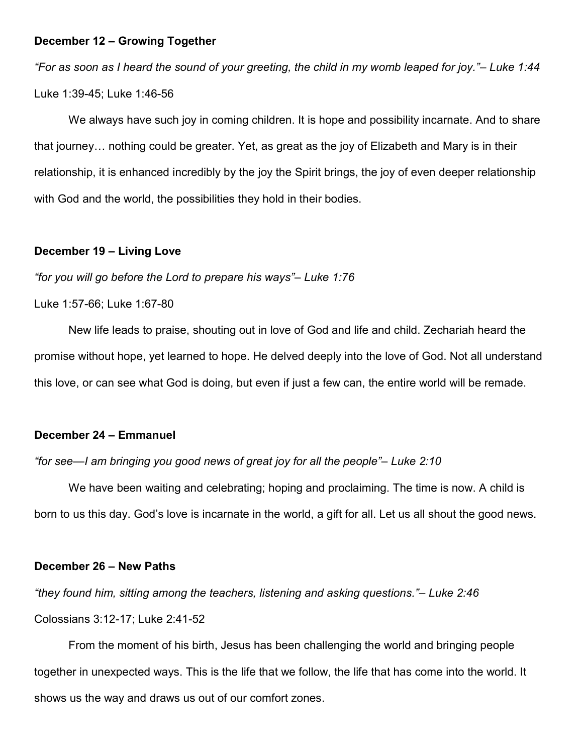**December 12 – Growing Together**

*"For as soon as I heard the sound of your greeting, the child in my womb leaped for joy."– Luke 1:44*

Luke 1:39-45; Luke 1:46-56

We always have such joy in coming children. It is hope and possibility incarnate. And to share that journey… nothing could be greater. Yet, as great as the joy of Elizabeth and Mary is in their relationship, it is enhanced incredibly by the joy the Spirit brings, the joy of even deeper relationship with God and the world, the possibilities they hold in their bodies.

**December 19 – Living Love**

*"for you will go before the Lord to prepare his ways"– Luke 1:76*

Luke 1:57-66; Luke 1:67-80

New life leads to praise, shouting out in love of God and life and child. Zechariah heard the promise without hope, yet learned to hope. He delved deeply into the love of God. Not all understand this love, or can see what God is doing, but even if just a few can, the entire world will be remade.

**December 24 – Emmanuel**

*"for see—I am bringing you good news of great joy for all the people"– Luke 2:10*

We have been waiting and celebrating; hoping and proclaiming. The time is now. A child is born to us this day. God's love is incarnate in the world, a gift for all. Let us all shout the good news.

**December 26 – New Paths**

*"they found him, sitting among the teachers, listening and asking questions."– Luke 2:46*

Colossians 3:12-17; Luke 2:41-52

From the moment of his birth, Jesus has been challenging the world and bringing people together in unexpected ways. This is the life that we follow, the life that has come into the world. It shows us the way and draws us out of our comfort zones.